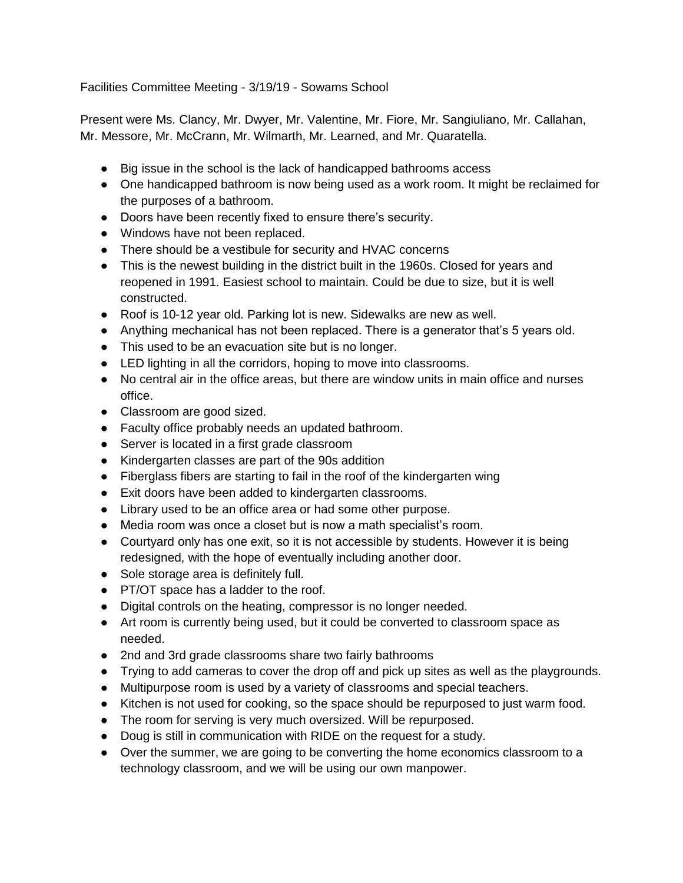Facilities Committee Meeting - 3/19/19 - Sowams School

Present were Ms. Clancy, Mr. Dwyer, Mr. Valentine, Mr. Fiore, Mr. Sangiuliano, Mr. Callahan, Mr. Messore, Mr. McCrann, Mr. Wilmarth, Mr. Learned, and Mr. Quaratella.

- Big issue in the school is the lack of handicapped bathrooms access
- One handicapped bathroom is now being used as a work room. It might be reclaimed for the purposes of a bathroom.
- Doors have been recently fixed to ensure there's security.
- Windows have not been replaced.
- There should be a vestibule for security and HVAC concerns
- This is the newest building in the district built in the 1960s. Closed for years and reopened in 1991. Easiest school to maintain. Could be due to size, but it is well constructed.
- Roof is 10-12 year old. Parking lot is new. Sidewalks are new as well.
- Anything mechanical has not been replaced. There is a generator that's 5 years old.
- This used to be an evacuation site but is no longer.
- LED lighting in all the corridors, hoping to move into classrooms.
- No central air in the office areas, but there are window units in main office and nurses office.
- Classroom are good sized.
- Faculty office probably needs an updated bathroom.
- Server is located in a first grade classroom
- Kindergarten classes are part of the 90s addition
- Fiberglass fibers are starting to fail in the roof of the kindergarten wing
- Exit doors have been added to kindergarten classrooms.
- Library used to be an office area or had some other purpose.
- Media room was once a closet but is now a math specialist's room.
- Courtyard only has one exit, so it is not accessible by students. However it is being redesigned, with the hope of eventually including another door.
- Sole storage area is definitely full.
- PT/OT space has a ladder to the roof.
- Digital controls on the heating, compressor is no longer needed.
- Art room is currently being used, but it could be converted to classroom space as needed.
- 2nd and 3rd grade classrooms share two fairly bathrooms
- Trying to add cameras to cover the drop off and pick up sites as well as the playgrounds.
- Multipurpose room is used by a variety of classrooms and special teachers.
- Kitchen is not used for cooking, so the space should be repurposed to just warm food.
- The room for serving is very much oversized. Will be repurposed.
- Doug is still in communication with RIDE on the request for a study.
- Over the summer, we are going to be converting the home economics classroom to a technology classroom, and we will be using our own manpower.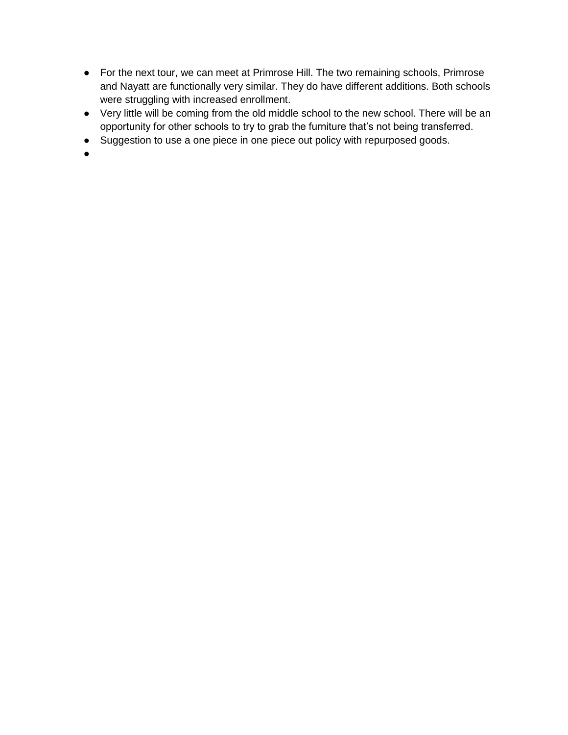- For the next tour, we can meet at Primrose Hill. The two remaining schools, Primrose and Nayatt are functionally very similar. They do have different additions. Both schools were struggling with increased enrollment.
- Very little will be coming from the old middle school to the new school. There will be an opportunity for other schools to try to grab the furniture that's not being transferred.
- Suggestion to use a one piece in one piece out policy with repurposed goods.
-